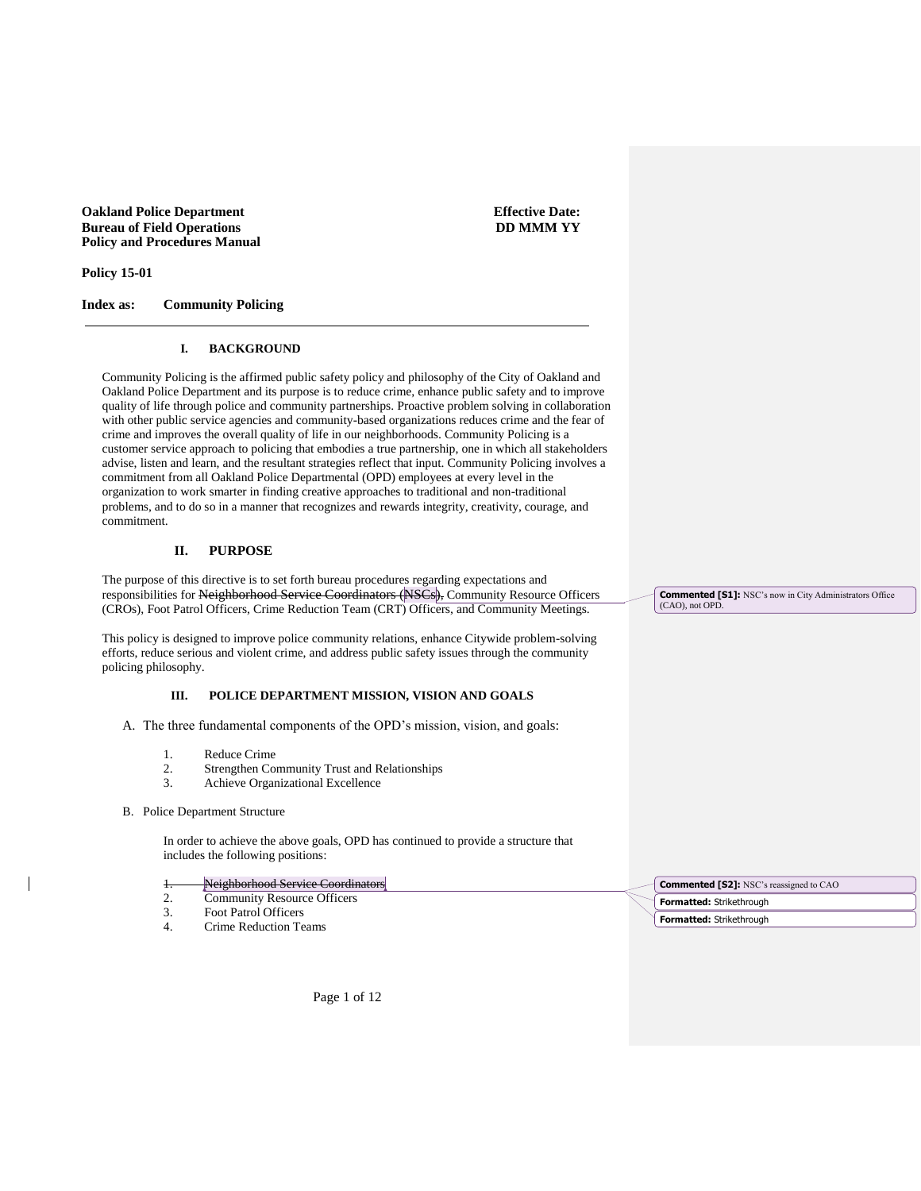**Oakland Police Department**
**Bureau of Field Operations**
**Policy and Procedures Manual**

**Effective Date:**
**DD MMM YY**

**Policy 15-01**

**Index as: Community Policing**

---

## I. BACKGROUND

Community Policing is the affirmed public safety policy and philosophy of the City of Oakland and Oakland Police Department and its purpose is to reduce crime, enhance public safety and to improve quality of life through police and community partnerships. Proactive problem solving in collaboration with other public service agencies and community-based organizations reduces crime and the fear of crime and improves the overall quality of life in our neighborhoods. Community Policing is a customer service approach to policing that embodies a true partnership, one in which all stakeholders advise, listen and learn, and the resultant strategies reflect that input. Community Policing involves a commitment from all Oakland Police Departmental (OPD) employees at every level in the organization to work smarter in finding creative approaches to traditional and non-traditional problems, and to do so in a manner that recognizes and rewards integrity, creativity, courage, and commitment.

## II. PURPOSE

The purpose of this directive is to set forth bureau procedures regarding expectations and responsibilities for ~~Neighborhood Service Coordinators (NSCs),~~ Community Resource Officers (CROs), Foot Patrol Officers, Crime Reduction Team (CRT) Officers, and Community Meetings.

> **Commented [S1]:** NSC's now in City Administrators Office (CAO), not OPD.

This policy is designed to improve police community relations, enhance Citywide problem-solving efforts, reduce serious and violent crime, and address public safety issues through the community policing philosophy.

## III. POLICE DEPARTMENT MISSION, VISION AND GOALS

A. The three fundamental components of the OPD's mission, vision, and goals:

1. Reduce Crime
2. Strengthen Community Trust and Relationships
3. Achieve Organizational Excellence

B. Police Department Structure

In order to achieve the above goals, OPD has continued to provide a structure that includes the following positions:

1. ~~Neighborhood Service Coordinators~~
2. Community Resource Officers
3. Foot Patrol Officers
4. Crime Reduction Teams

> **Commented [S2]:** NSC's reassigned to CAO
>
> **Formatted:** Strikethrough
>
> **Formatted:** Strikethrough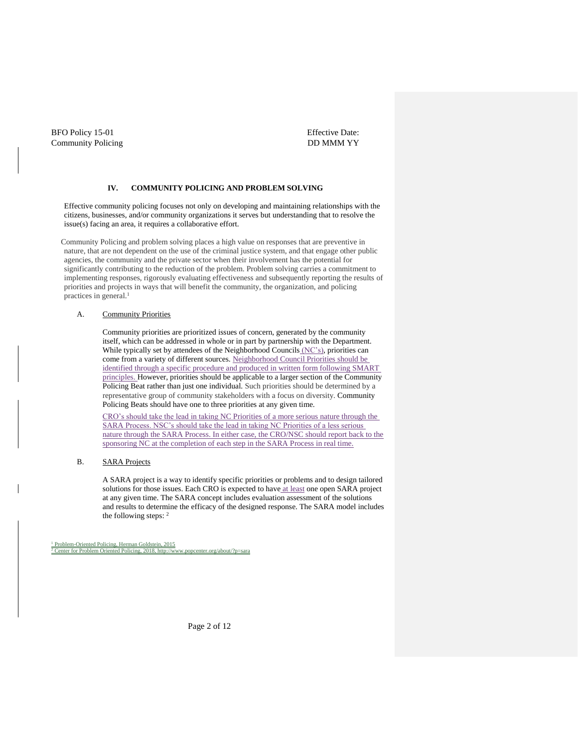## IV. COMMUNITY POLICING AND PROBLEM SOLVING

Effective community policing focuses not only on developing and maintaining relationships with the citizens, businesses, and/or community organizations it serves but understanding that to resolve the issue(s) facing an area, it requires a collaborative effort.

Community Policing and problem solving places a high value on responses that are preventive in nature, that are not dependent on the use of the criminal justice system, and that engage other public agencies, the community and the private sector when their involvement has the potential for significantly contributing to the reduction of the problem. Problem solving carries a commitment to implementing responses, rigorously evaluating effectiveness and subsequently reporting the results of priorities and projects in ways that will benefit the community, the organization, and policing practices in general.[1]

### A. Community Priorities

Community priorities are prioritized issues of concern, generated by the community itself, which can be addressed in whole or in part by partnership with the Department. While typically set by attendees of the Neighborhood Councils (NC's), priorities can come from a variety of different sources. Neighborhood Council Priorities should be identified through a specific procedure and produced in written form following SMART principles. However, priorities should be applicable to a larger section of the Community Policing Beat rather than just one individual. Such priorities should be determined by a representative group of community stakeholders with a focus on diversity. Community Policing Beats should have one to three priorities at any given time.

CRO's should take the lead in taking NC Priorities of a more serious nature through the SARA Process. NSC's should take the lead in taking NC Priorities of a less serious nature through the SARA Process. In either case, the CRO/NSC should report back to the sponsoring NC at the completion of each step in the SARA Process in real time.

### B. SARA Projects

A SARA project is a way to identify specific priorities or problems and to design tailored solutions for those issues. Each CRO is expected to have at least one open SARA project at any given time. The SARA concept includes evaluation assessment of the solutions and results to determine the efficacy of the designed response. The SARA model includes the following steps: [2]

---

[1] Problem-Oriented Policing, Herman Goldstein, 2015

[2] Center for Problem Oriented Policing, 2018, http://www.popcenter.org/about/?p=sara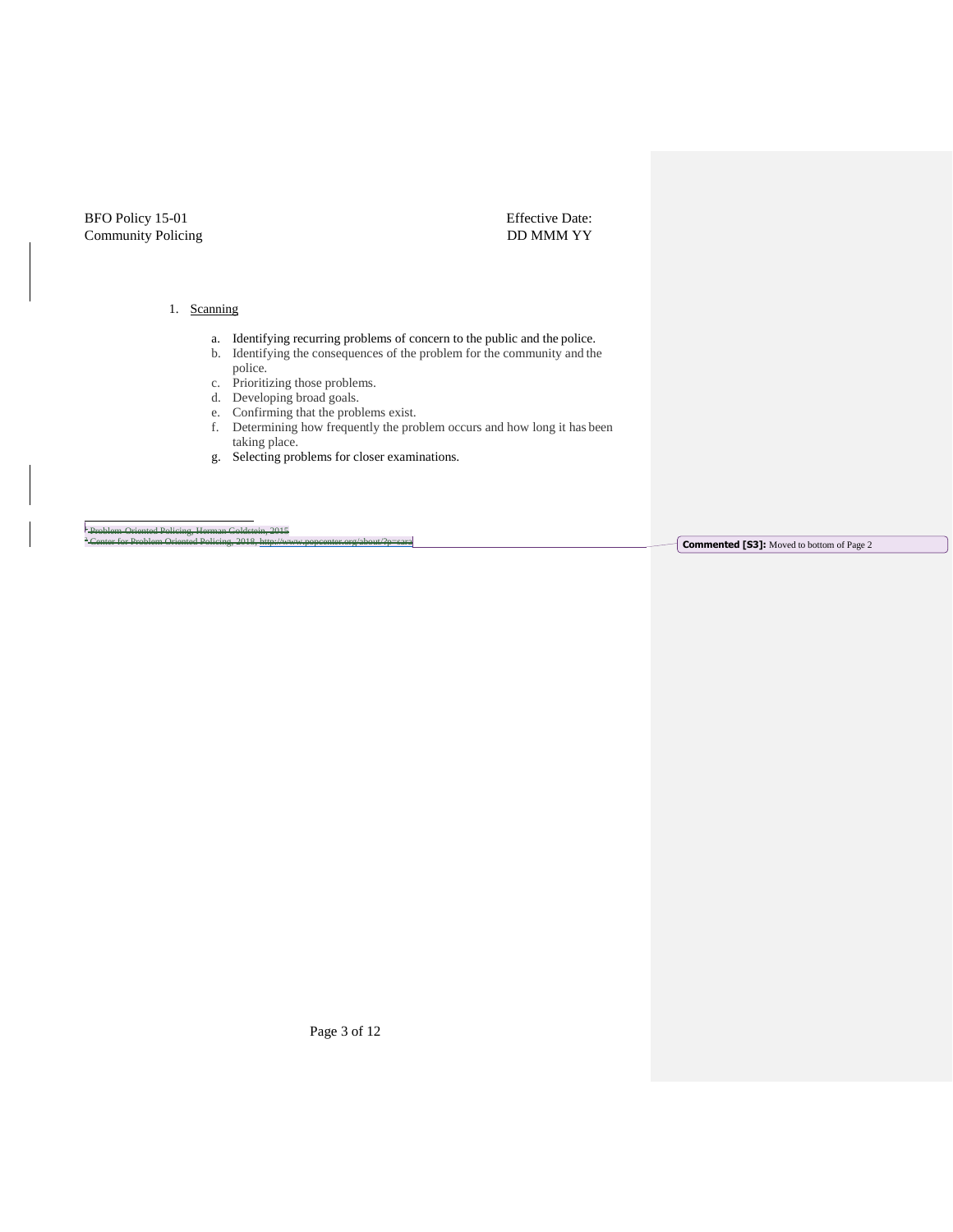1. Scanning

   a. Identifying recurring problems of concern to the public and the police.
   b. Identifying the consequences of the problem for the community and the police.
   c. Prioritizing those problems.
   d. Developing broad goals.
   e. Confirming that the problems exist.
   f. Determining how frequently the problem occurs and how long it has been taking place.
   g. Selecting problems for closer examinations.

---

~~[1] Problem-Oriented Policing, Herman Goldstein, 2015~~

~~[2] Center for Problem-Oriented Policing, 2018, http://www.popcenter.org/about/?p=sara~~

**Commented [S3]:** Moved to bottom of Page 2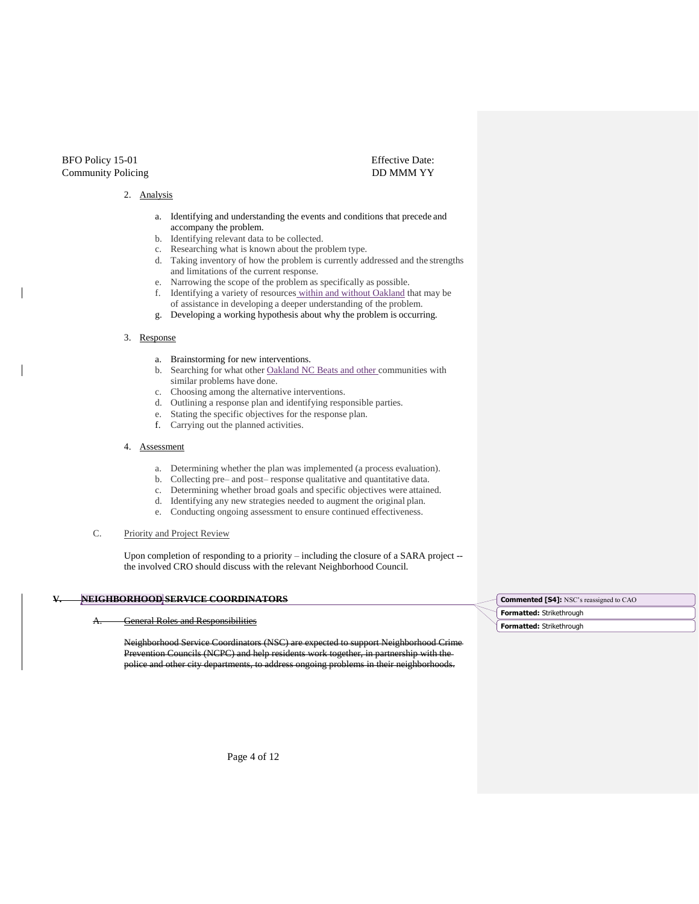2. Analysis

   a. Identifying and understanding the events and conditions that precede and accompany the problem.
   b. Identifying relevant data to be collected.
   c. Researching what is known about the problem type.
   d. Taking inventory of how the problem is currently addressed and the strengths and limitations of the current response.
   e. Narrowing the scope of the problem as specifically as possible.
   f. Identifying a variety of resources within and without Oakland that may be of assistance in developing a deeper understanding of the problem.
   g. Developing a working hypothesis about why the problem is occurring.

3. Response

   a. Brainstorming for new interventions.
   b. Searching for what other Oakland NC Beats and other communities with similar problems have done.
   c. Choosing among the alternative interventions.
   d. Outlining a response plan and identifying responsible parties.
   e. Stating the specific objectives for the response plan.
   f. Carrying out the planned activities.

4. Assessment

   a. Determining whether the plan was implemented (a process evaluation).
   b. Collecting pre– and post– response qualitative and quantitative data.
   c. Determining whether broad goals and specific objectives were attained.
   d. Identifying any new strategies needed to augment the original plan.
   e. Conducting ongoing assessment to ensure continued effectiveness.

C. Priority and Project Review

Upon completion of responding to a priority – including the closure of a SARA project -- the involved CRO should discuss with the relevant Neighborhood Council.

## ~~V. NEIGHBORHOOD SERVICE COORDINATORS~~

~~A. General Roles and Responsibilities~~

~~Neighborhood Service Coordinators (NSC) are expected to support Neighborhood Crime Prevention Councils (NCPC) and help residents work together, in partnership with the police and other city departments, to address ongoing problems in their neighborhoods.~~

**Commented [S4]:** NSC's reassigned to CAO

**Formatted:** Strikethrough

**Formatted:** Strikethrough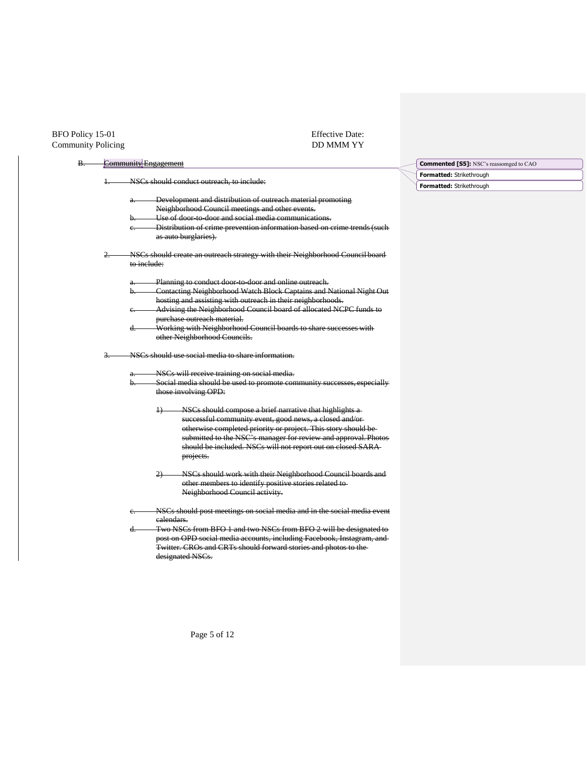B. Community Engagement

1. NSCs should conduct outreach, to include:

   a. Development and distribution of outreach material promoting Neighborhood Council meetings and other events.
   b. Use of door-to-door and social media communications.
   c. Distribution of crime prevention information based on crime trends (such as auto burglaries).

2. NSCs should create an outreach strategy with their Neighborhood Council board to include:

   a. Planning to conduct door-to-door and online outreach.
   b. Contacting Neighborhood Watch Block Captains and National Night Out hosting and assisting with outreach in their neighborhoods.
   c. Advising the Neighborhood Council board of allocated NCPC funds to purchase outreach material.
   d. Working with Neighborhood Council boards to share successes with other Neighborhood Councils.

3. NSCs should use social media to share information.

   a. NSCs will receive training on social media.
   b. Social media should be used to promote community successes, especially those involving OPD:

      1) NSCs should compose a brief narrative that highlights a successful community event, good news, a closed and/or otherwise completed priority or project. This story should be submitted to the NSC's manager for review and approval. Photos should be included. NSCs will not report out on closed SARA projects.

      2) NSCs should work with their Neighborhood Council boards and other members to identify positive stories related to Neighborhood Council activity.

   c. NSCs should post meetings on social media and in the social media event calendars.
   d. Two NSCs from BFO 1 and two NSCs from BFO 2 will be designated to post on OPD social media accounts, including Facebook, Instagram, and Twitter. CROs and CRTs should forward stories and photos to the designated NSCs.

**Commented [S5]:** NSC's reassomged to CAO

**Formatted:** Strikethrough

**Formatted:** Strikethrough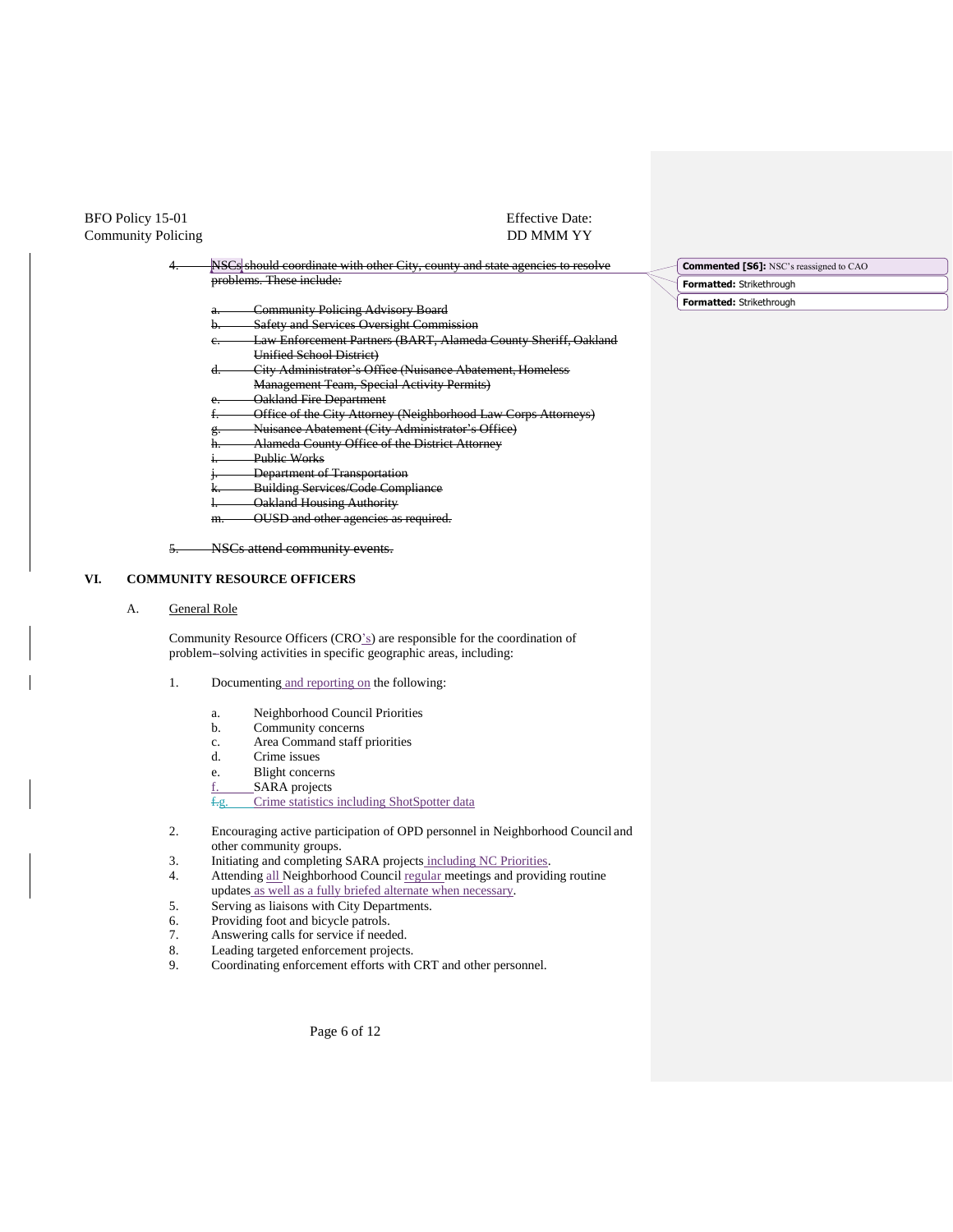4. ~~NSCs should coordinate with other City, county and state agencies to resolve problems. These include:~~

   a. ~~Community Policing Advisory Board~~
   b. ~~Safety and Services Oversight Commission~~
   c. ~~Law Enforcement Partners (BART, Alameda County Sheriff, Oakland Unified School District)~~
   d. ~~City Administrator's Office (Nuisance Abatement, Homeless Management Team, Special Activity Permits)~~
   e. ~~Oakland Fire Department~~
   f. ~~Office of the City Attorney (Neighborhood Law Corps Attorneys)~~
   g. ~~Nuisance Abatement (City Administrator's Office)~~
   h. ~~Alameda County Office of the District Attorney~~
   i. ~~Public Works~~
   j. ~~Department of Transportation~~
   k. ~~Building Services/Code Compliance~~
   l. ~~Oakland Housing Authority~~
   m. ~~OUSD and other agencies as required.~~

5. ~~NSCs attend community events.~~

Commented [S6]: NSC's reassigned to CAO

Formatted: Strikethrough

Formatted: Strikethrough

## VI. COMMUNITY RESOURCE OFFICERS

### A. General Role

Community Resource Officers (CRO's) are responsible for the coordination of problem–solving activities in specific geographic areas, including:

1. Documenting and reporting on the following:

   a. Neighborhood Council Priorities
   b. Community concerns
   c. Area Command staff priorities
   d. Crime issues
   e. Blight concerns
   f. SARA projects
   ~~f.~~ g. Crime statistics including ShotSpotter data

2. Encouraging active participation of OPD personnel in Neighborhood Council and other community groups.
3. Initiating and completing SARA projects including NC Priorities.
4. Attending all Neighborhood Council regular meetings and providing routine updates as well as a fully briefed alternate when necessary.
5. Serving as liaisons with City Departments.
6. Providing foot and bicycle patrols.
7. Answering calls for service if needed.
8. Leading targeted enforcement projects.
9. Coordinating enforcement efforts with CRT and other personnel.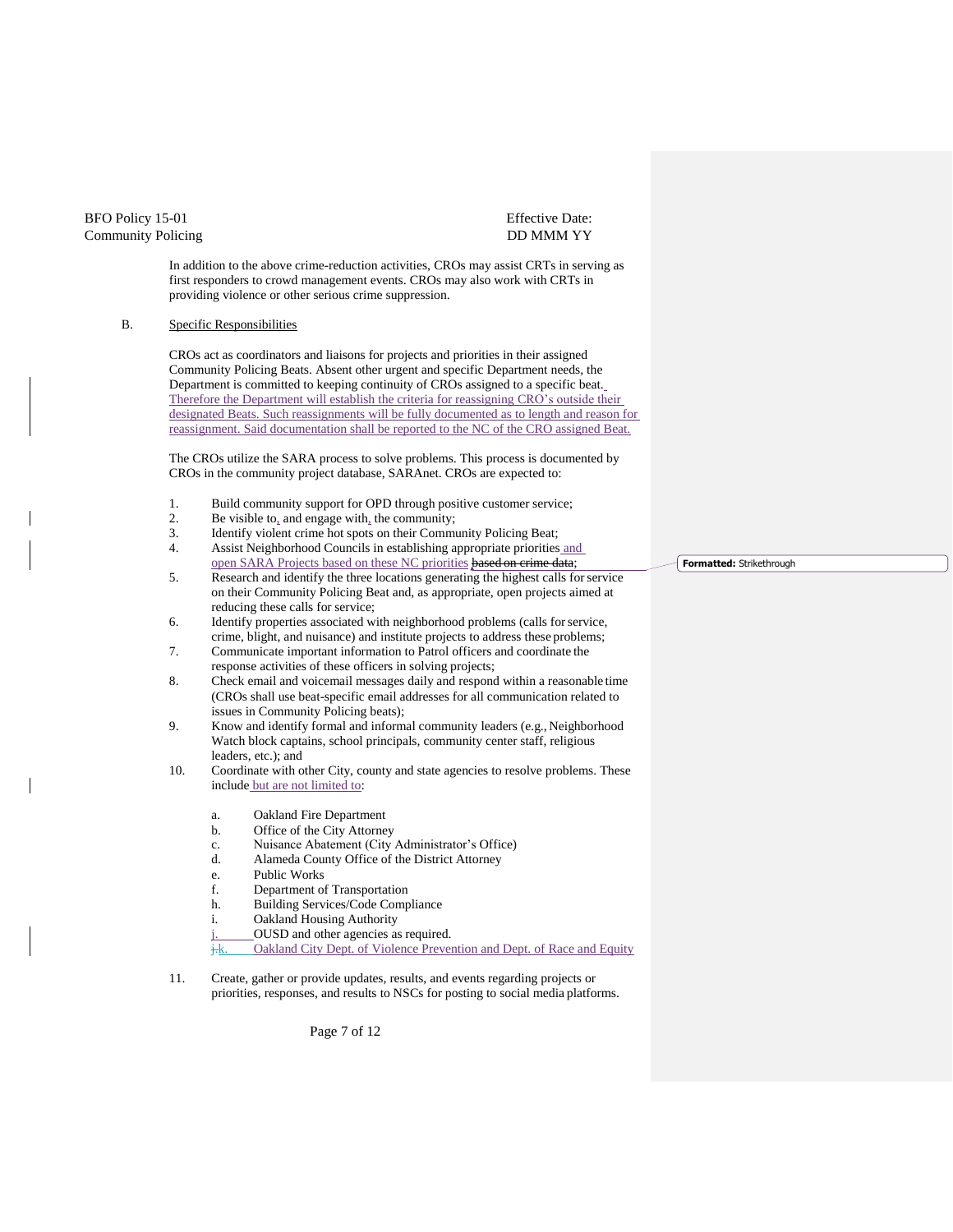In addition to the above crime-reduction activities, CROs may assist CRTs in serving as first responders to crowd management events. CROs may also work with CRTs in providing violence or other serious crime suppression.

B. Specific Responsibilities

CROs act as coordinators and liaisons for projects and priorities in their assigned Community Policing Beats. Absent other urgent and specific Department needs, the Department is committed to keeping continuity of CROs assigned to a specific beat. Therefore the Department will establish the criteria for reassigning CRO's outside their designated Beats. Such reassignments will be fully documented as to length and reason for reassignment. Said documentation shall be reported to the NC of the CRO assigned Beat.

The CROs utilize the SARA process to solve problems. This process is documented by CROs in the community project database, SARAnet. CROs are expected to:

1. Build community support for OPD through positive customer service;
2. Be visible to, and engage with, the community;
3. Identify violent crime hot spots on their Community Policing Beat;
4. Assist Neighborhood Councils in establishing appropriate priorities and open SARA Projects based on these NC priorities ~~based on crime data~~;
5. Research and identify the three locations generating the highest calls for service on their Community Policing Beat and, as appropriate, open projects aimed at reducing these calls for service;
6. Identify properties associated with neighborhood problems (calls for service, crime, blight, and nuisance) and institute projects to address these problems;
7. Communicate important information to Patrol officers and coordinate the response activities of these officers in solving projects;
8. Check email and voicemail messages daily and respond within a reasonable time (CROs shall use beat-specific email addresses for all communication related to issues in Community Policing beats);
9. Know and identify formal and informal community leaders (e.g., Neighborhood Watch block captains, school principals, community center staff, religious leaders, etc.); and
10. Coordinate with other City, county and state agencies to resolve problems. These include but are not limited to:

    a. Oakland Fire Department
    b. Office of the City Attorney
    c. Nuisance Abatement (City Administrator's Office)
    d. Alameda County Office of the District Attorney
    e. Public Works
    f. Department of Transportation
    h. Building Services/Code Compliance
    i. Oakland Housing Authority
    j. OUSD and other agencies as required.
    ~~j.~~k. Oakland City Dept. of Violence Prevention and Dept. of Race and Equity

11. Create, gather or provide updates, results, and events regarding projects or priorities, responses, and results to NSCs for posting to social media platforms.

Formatted: Strikethrough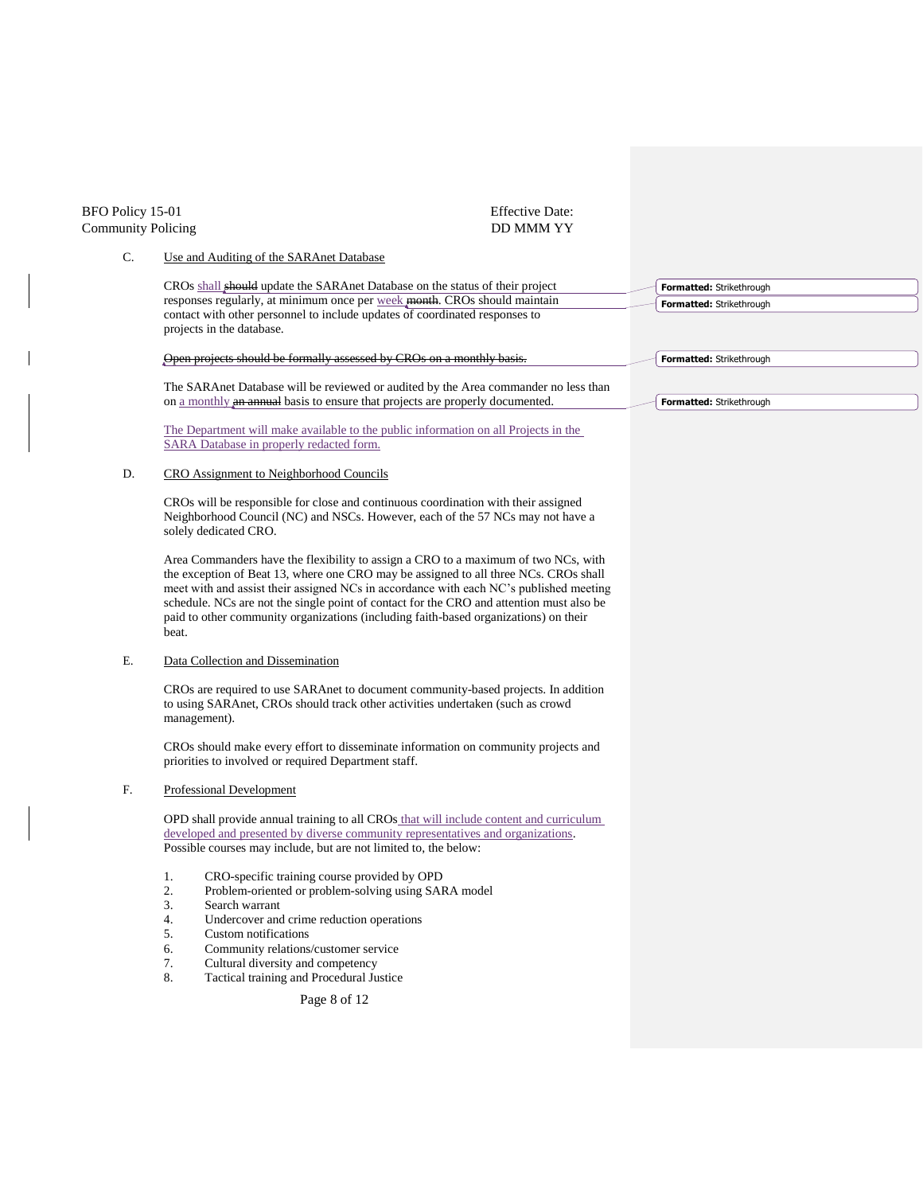C. Use and Auditing of the SARAnet Database

CROs shall ~~should~~ update the SARAnet Database on the status of their project responses regularly, at minimum once per week ~~month~~. CROs should maintain contact with other personnel to include updates of coordinated responses to projects in the database.

~~Open projects should be formally assessed by CROs on a monthly basis.~~

The SARAnet Database will be reviewed or audited by the Area commander no less than on a monthly ~~an annual~~ basis to ensure that projects are properly documented.

The Department will make available to the public information on all Projects in the SARA Database in properly redacted form.

D. CRO Assignment to Neighborhood Councils

CROs will be responsible for close and continuous coordination with their assigned Neighborhood Council (NC) and NSCs. However, each of the 57 NCs may not have a solely dedicated CRO.

Area Commanders have the flexibility to assign a CRO to a maximum of two NCs, with the exception of Beat 13, where one CRO may be assigned to all three NCs. CROs shall meet with and assist their assigned NCs in accordance with each NC's published meeting schedule. NCs are not the single point of contact for the CRO and attention must also be paid to other community organizations (including faith-based organizations) on their beat.

E. Data Collection and Dissemination

CROs are required to use SARAnet to document community-based projects. In addition to using SARAnet, CROs should track other activities undertaken (such as crowd management).

CROs should make every effort to disseminate information on community projects and priorities to involved or required Department staff.

F. Professional Development

OPD shall provide annual training to all CROs that will include content and curriculum developed and presented by diverse community representatives and organizations. Possible courses may include, but are not limited to, the below:

1. CRO-specific training course provided by OPD
2. Problem-oriented or problem-solving using SARA model
3. Search warrant
4. Undercover and crime reduction operations
5. Custom notifications
6. Community relations/customer service
7. Cultural diversity and competency
8. Tactical training and Procedural Justice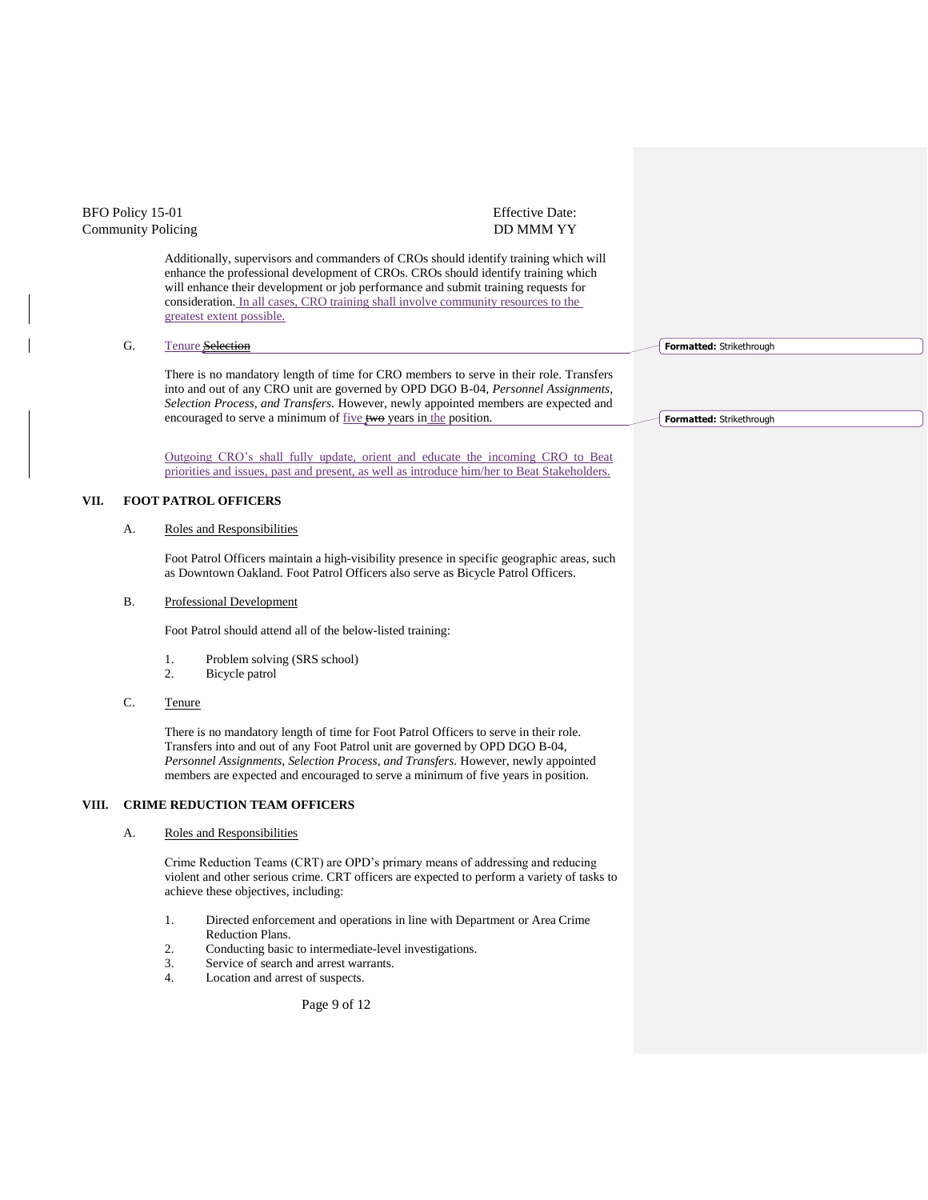Additionally, supervisors and commanders of CROs should identify training which will enhance the professional development of CROs. CROs should identify training which will enhance their development or job performance and submit training requests for consideration. In all cases, CRO training shall involve community resources to the greatest extent possible.

G. Tenure ~~Selection~~

There is no mandatory length of time for CRO members to serve in their role. Transfers into and out of any CRO unit are governed by OPD DGO B-04, *Personnel Assignments, Selection Process, and Transfers.* However, newly appointed members are expected and encouraged to serve a minimum of five ~~two~~ years in the position.

Outgoing CRO's shall fully update, orient and educate the incoming CRO to Beat priorities and issues, past and present, as well as introduce him/her to Beat Stakeholders.

## VII. FOOT PATROL OFFICERS

A. Roles and Responsibilities

Foot Patrol Officers maintain a high-visibility presence in specific geographic areas, such as Downtown Oakland. Foot Patrol Officers also serve as Bicycle Patrol Officers.

B. Professional Development

Foot Patrol should attend all of the below-listed training:

1. Problem solving (SRS school)
2. Bicycle patrol

C. Tenure

There is no mandatory length of time for Foot Patrol Officers to serve in their role. Transfers into and out of any Foot Patrol unit are governed by OPD DGO B-04, *Personnel Assignments, Selection Process, and Transfers.* However, newly appointed members are expected and encouraged to serve a minimum of five years in position.

## VIII. CRIME REDUCTION TEAM OFFICERS

A. Roles and Responsibilities

Crime Reduction Teams (CRT) are OPD's primary means of addressing and reducing violent and other serious crime. CRT officers are expected to perform a variety of tasks to achieve these objectives, including:

1. Directed enforcement and operations in line with Department or Area Crime Reduction Plans.
2. Conducting basic to intermediate-level investigations.
3. Service of search and arrest warrants.
4. Location and arrest of suspects.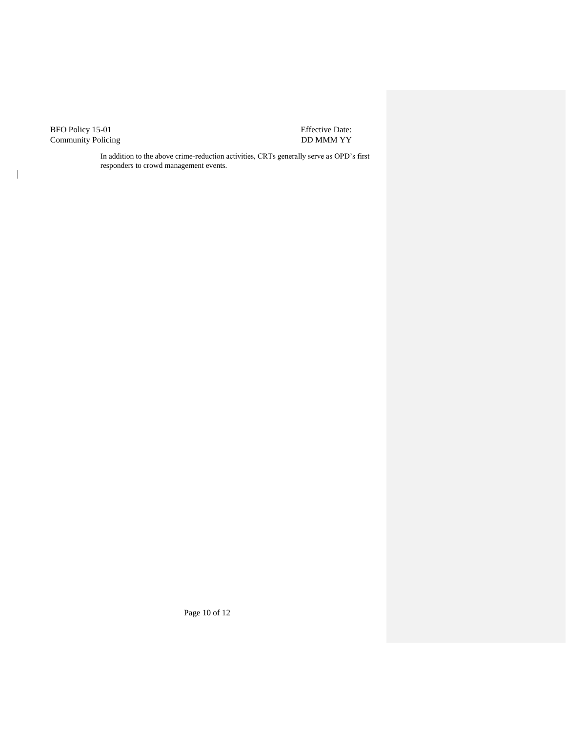In addition to the above crime-reduction activities, CRTs generally serve as OPD's first responders to crowd management events.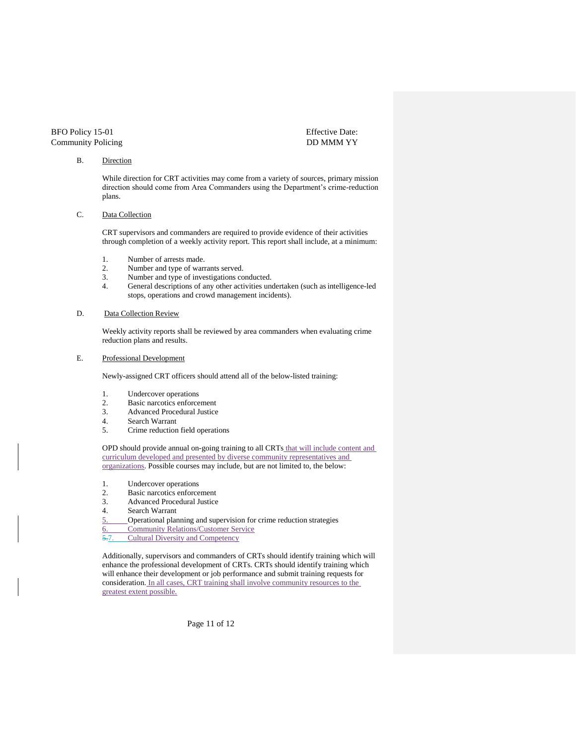B. Direction

While direction for CRT activities may come from a variety of sources, primary mission direction should come from Area Commanders using the Department's crime-reduction plans.

C. Data Collection

CRT supervisors and commanders are required to provide evidence of their activities through completion of a weekly activity report. This report shall include, at a minimum:

1. Number of arrests made.
2. Number and type of warrants served.
3. Number and type of investigations conducted.
4. General descriptions of any other activities undertaken (such as intelligence-led stops, operations and crowd management incidents).

D. Data Collection Review

Weekly activity reports shall be reviewed by area commanders when evaluating crime reduction plans and results.

E. Professional Development

Newly-assigned CRT officers should attend all of the below-listed training:

1. Undercover operations
2. Basic narcotics enforcement
3. Advanced Procedural Justice
4. Search Warrant
5. Crime reduction field operations

OPD should provide annual on-going training to all CRTs that will include content and curriculum developed and presented by diverse community representatives and organizations. Possible courses may include, but are not limited to, the below:

1. Undercover operations
2. Basic narcotics enforcement
3. Advanced Procedural Justice
4. Search Warrant
5. Operational planning and supervision for crime reduction strategies
6. Community Relations/Customer Service
7. Cultural Diversity and Competency

Additionally, supervisors and commanders of CRTs should identify training which will enhance the professional development of CRTs. CRTs should identify training which will enhance their development or job performance and submit training requests for consideration. In all cases, CRT training shall involve community resources to the greatest extent possible.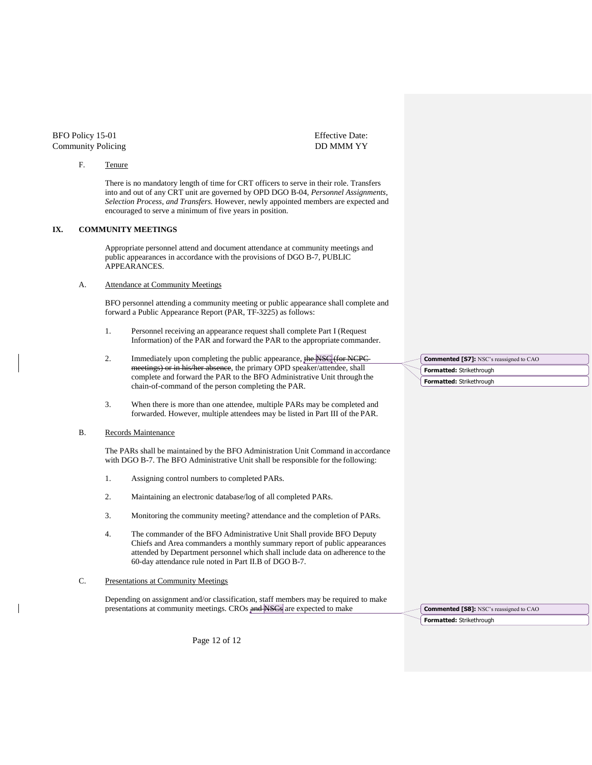F. Tenure

There is no mandatory length of time for CRT officers to serve in their role. Transfers into and out of any CRT unit are governed by OPD DGO B-04, *Personnel Assignments, Selection Process, and Transfers.* However, newly appointed members are expected and encouraged to serve a minimum of five years in position.

## IX. COMMUNITY MEETINGS

Appropriate personnel attend and document attendance at community meetings and public appearances in accordance with the provisions of DGO B-7, PUBLIC APPEARANCES.

A. Attendance at Community Meetings

BFO personnel attending a community meeting or public appearance shall complete and forward a Public Appearance Report (PAR, TF-3225) as follows:

1. Personnel receiving an appearance request shall complete Part I (Request Information) of the PAR and forward the PAR to the appropriate commander.

2. Immediately upon completing the public appearance, ~~the NSC (for NCPC meetings) or in his/her absence~~, the primary OPD speaker/attendee, shall complete and forward the PAR to the BFO Administrative Unit through the chain-of-command of the person completing the PAR.

3. When there is more than one attendee, multiple PARs may be completed and forwarded. However, multiple attendees may be listed in Part III of the PAR.

B. Records Maintenance

The PARs shall be maintained by the BFO Administration Unit Command in accordance with DGO B-7. The BFO Administrative Unit shall be responsible for the following:

1. Assigning control numbers to completed PARs.

2. Maintaining an electronic database/log of all completed PARs.

3. Monitoring the community meeting? attendance and the completion of PARs.

4. The commander of the BFO Administrative Unit Shall provide BFO Deputy Chiefs and Area commanders a monthly summary report of public appearances attended by Department personnel which shall include data on adherence to the 60-day attendance rule noted in Part II.B of DGO B-7.

C. Presentations at Community Meetings

Depending on assignment and/or classification, staff members may be required to make presentations at community meetings. CROs ~~and NSCs~~ are expected to make

**Commented [S7]:** NSC's reassigned to CAO
**Formatted:** Strikethrough
**Formatted:** Strikethrough

**Commented [S8]:** NSC's reassigned to CAO
**Formatted:** Strikethrough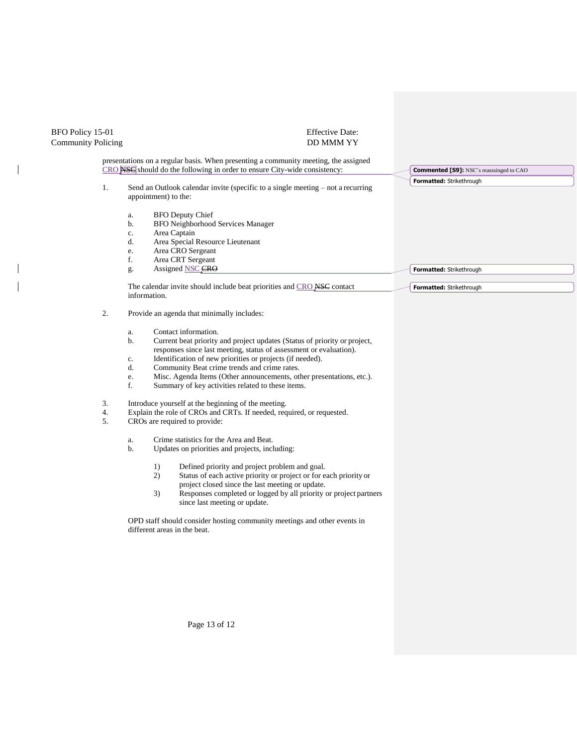presentations on a regular basis. When presenting a community meeting, the assigned CRO ~~NSC~~ should do the following in order to ensure City-wide consistency:

1. Send an Outlook calendar invite (specific to a single meeting – not a recurring appointment) to the:

   a. BFO Deputy Chief
   b. BFO Neighborhood Services Manager
   c. Area Captain
   d. Area Special Resource Lieutenant
   e. Area CRO Sergeant
   f. Area CRT Sergeant
   g. Assigned NSC ~~CRO~~

   The calendar invite should include beat priorities and CRO ~~NSC~~ contact information.

2. Provide an agenda that minimally includes:

   a. Contact information.
   b. Current beat priority and project updates (Status of priority or project, responses since last meeting, status of assessment or evaluation).
   c. Identification of new priorities or projects (if needed).
   d. Community Beat crime trends and crime rates.
   e. Misc. Agenda Items (Other announcements, other presentations, etc.).
   f. Summary of key activities related to these items.

3. Introduce yourself at the beginning of the meeting.
4. Explain the role of CROs and CRTs. If needed, required, or requested.
5. CROs are required to provide:

   a. Crime statistics for the Area and Beat.
   b. Updates on priorities and projects, including:

      1) Defined priority and project problem and goal.
      2) Status of each active priority or project or for each priority or project closed since the last meeting or update.
      3) Responses completed or logged by all priority or project partners since last meeting or update.

   OPD staff should consider hosting community meetings and other events in different areas in the beat.

Commented [S9]: NSC's reasssinged to CAO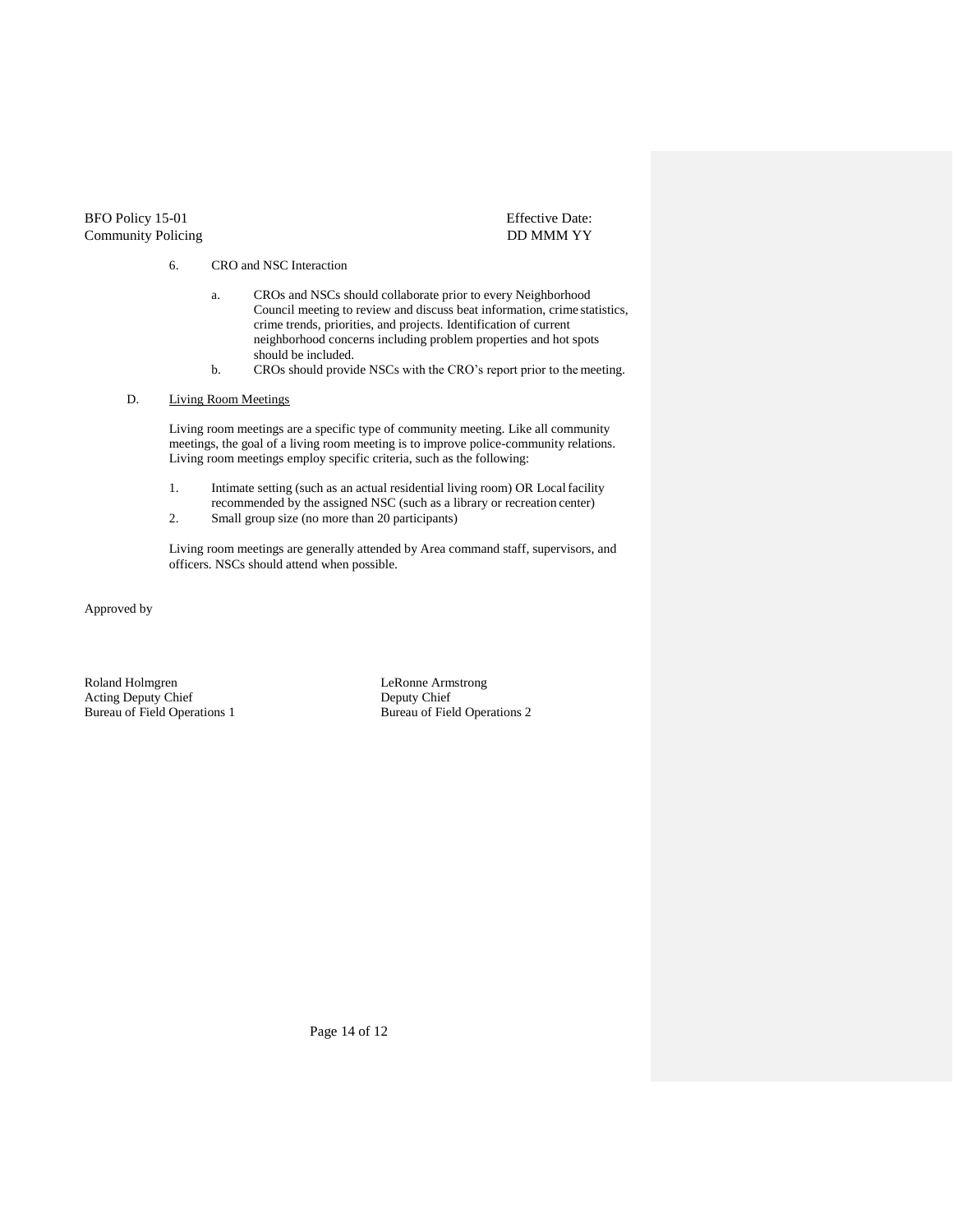6. CRO and NSC Interaction

   a. CROs and NSCs should collaborate prior to every Neighborhood Council meeting to review and discuss beat information, crime statistics, crime trends, priorities, and projects. Identification of current neighborhood concerns including problem properties and hot spots should be included.

   b. CROs should provide NSCs with the CRO's report prior to the meeting.

D. Living Room Meetings

Living room meetings are a specific type of community meeting. Like all community meetings, the goal of a living room meeting is to improve police-community relations. Living room meetings employ specific criteria, such as the following:

1. Intimate setting (such as an actual residential living room) OR Local facility recommended by the assigned NSC (such as a library or recreation center)
2. Small group size (no more than 20 participants)

Living room meetings are generally attended by Area command staff, supervisors, and officers. NSCs should attend when possible.

Approved by

Roland Holmgren
Acting Deputy Chief
Bureau of Field Operations 1

LeRonne Armstrong
Deputy Chief
Bureau of Field Operations 2